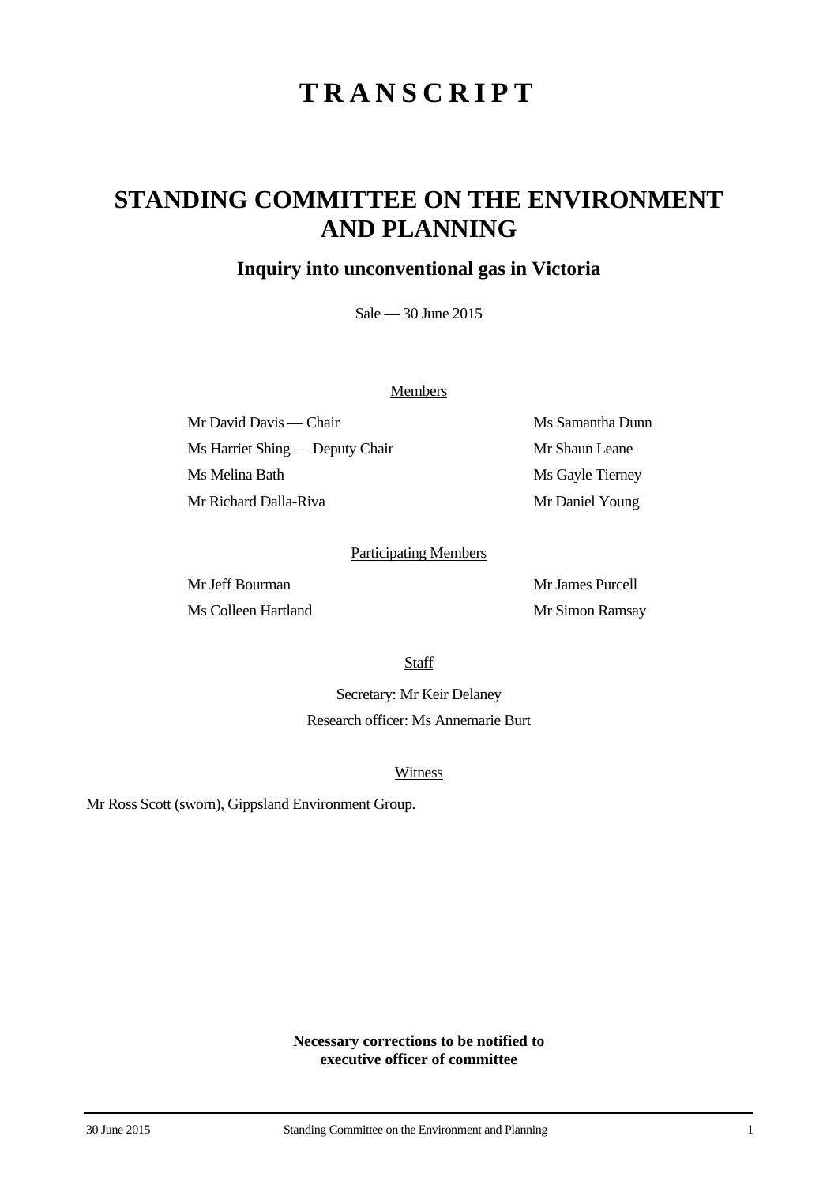# TRANSCRIPT

## STANDING COMMITTEE ON THE ENVIRONMENT AND PLANNING

### Inquiry into unconventional gas in Victoria

Sale — 30 June 2015

Members

| | |
|---|---|
| Mr David Davis — Chair | Ms Samantha Dunn |
| Ms Harriet Shing — Deputy Chair | Mr Shaun Leane |
| Ms Melina Bath | Ms Gayle Tierney |
| Mr Richard Dalla-Riva | Mr Daniel Young |

Participating Members

| | |
|---|---|
| Mr Jeff Bourman | Mr James Purcell |
| Ms Colleen Hartland | Mr Simon Ramsay |

Staff

Secretary: Mr Keir Delaney

Research officer: Ms Annemarie Burt

Witness

Mr Ross Scott (sworn), Gippsland Environment Group.

**Necessary corrections to be notified to executive officer of committee**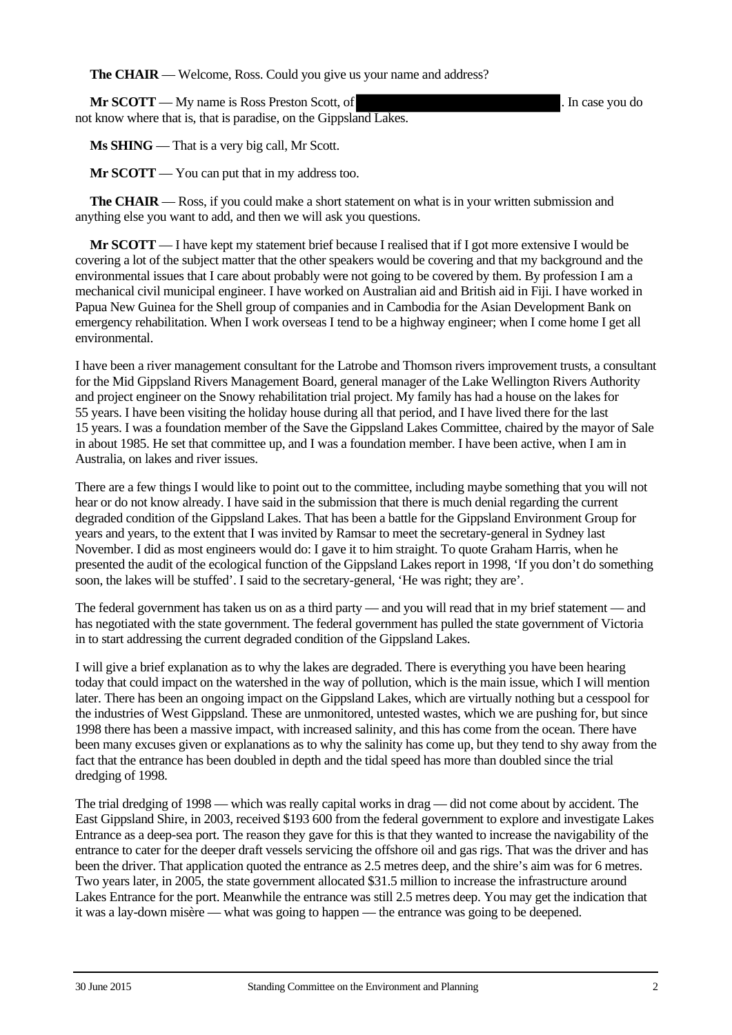**The CHAIR** — Welcome, Ross. Could you give us your name and address?

**Mr SCOTT** — My name is Ross Preston Scott, of . In case you do not know where that is, that is paradise, on the Gippsland Lakes.

**Ms SHING** — That is a very big call, Mr Scott.

**Mr SCOTT** — You can put that in my address too.

**The CHAIR** — Ross, if you could make a short statement on what is in your written submission and anything else you want to add, and then we will ask you questions.

**Mr SCOTT** — I have kept my statement brief because I realised that if I got more extensive I would be covering a lot of the subject matter that the other speakers would be covering and that my background and the environmental issues that I care about probably were not going to be covered by them. By profession I am a mechanical civil municipal engineer. I have worked on Australian aid and British aid in Fiji. I have worked in Papua New Guinea for the Shell group of companies and in Cambodia for the Asian Development Bank on emergency rehabilitation. When I work overseas I tend to be a highway engineer; when I come home I get all environmental.

I have been a river management consultant for the Latrobe and Thomson rivers improvement trusts, a consultant for the Mid Gippsland Rivers Management Board, general manager of the Lake Wellington Rivers Authority and project engineer on the Snowy rehabilitation trial project. My family has had a house on the lakes for 55 years. I have been visiting the holiday house during all that period, and I have lived there for the last 15 years. I was a foundation member of the Save the Gippsland Lakes Committee, chaired by the mayor of Sale in about 1985. He set that committee up, and I was a foundation member. I have been active, when I am in Australia, on lakes and river issues.

There are a few things I would like to point out to the committee, including maybe something that you will not hear or do not know already. I have said in the submission that there is much denial regarding the current degraded condition of the Gippsland Lakes. That has been a battle for the Gippsland Environment Group for years and years, to the extent that I was invited by Ramsar to meet the secretary-general in Sydney last November. I did as most engineers would do: I gave it to him straight. To quote Graham Harris, when he presented the audit of the ecological function of the Gippsland Lakes report in 1998, 'If you don't do something soon, the lakes will be stuffed'. I said to the secretary-general, 'He was right; they are'.

The federal government has taken us on as a third party — and you will read that in my brief statement — and has negotiated with the state government. The federal government has pulled the state government of Victoria in to start addressing the current degraded condition of the Gippsland Lakes.

I will give a brief explanation as to why the lakes are degraded. There is everything you have been hearing today that could impact on the watershed in the way of pollution, which is the main issue, which I will mention later. There has been an ongoing impact on the Gippsland Lakes, which are virtually nothing but a cesspool for the industries of West Gippsland. These are unmonitored, untested wastes, which we are pushing for, but since 1998 there has been a massive impact, with increased salinity, and this has come from the ocean. There have been many excuses given or explanations as to why the salinity has come up, but they tend to shy away from the fact that the entrance has been doubled in depth and the tidal speed has more than doubled since the trial dredging of 1998.

The trial dredging of 1998 — which was really capital works in drag — did not come about by accident. The East Gippsland Shire, in 2003, received $193 600 from the federal government to explore and investigate Lakes Entrance as a deep-sea port. The reason they gave for this is that they wanted to increase the navigability of the entrance to cater for the deeper draft vessels servicing the offshore oil and gas rigs. That was the driver and has been the driver. That application quoted the entrance as 2.5 metres deep, and the shire's aim was for 6 metres. Two years later, in 2005, the state government allocated $31.5 million to increase the infrastructure around Lakes Entrance for the port. Meanwhile the entrance was still 2.5 metres deep. You may get the indication that it was a lay-down misère — what was going to happen — the entrance was going to be deepened.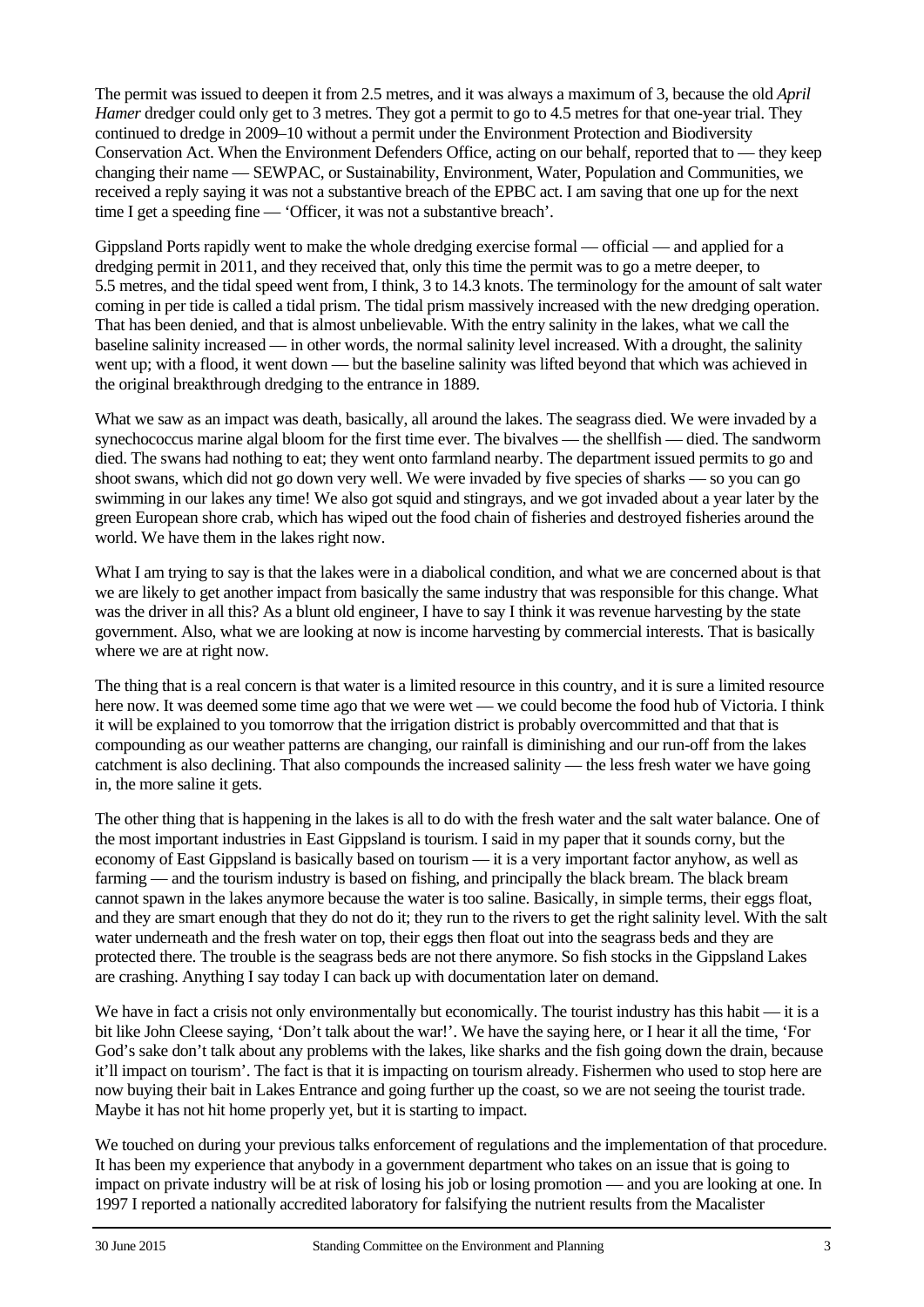The permit was issued to deepen it from 2.5 metres, and it was always a maximum of 3, because the old *April Hamer* dredger could only get to 3 metres. They got a permit to go to 4.5 metres for that one-year trial. They continued to dredge in 2009–10 without a permit under the Environment Protection and Biodiversity Conservation Act. When the Environment Defenders Office, acting on our behalf, reported that to — they keep changing their name — SEWPAC, or Sustainability, Environment, Water, Population and Communities, we received a reply saying it was not a substantive breach of the EPBC act. I am saving that one up for the next time I get a speeding fine — 'Officer, it was not a substantive breach'.

Gippsland Ports rapidly went to make the whole dredging exercise formal — official — and applied for a dredging permit in 2011, and they received that, only this time the permit was to go a metre deeper, to 5.5 metres, and the tidal speed went from, I think, 3 to 14.3 knots. The terminology for the amount of salt water coming in per tide is called a tidal prism. The tidal prism massively increased with the new dredging operation. That has been denied, and that is almost unbelievable. With the entry salinity in the lakes, what we call the baseline salinity increased — in other words, the normal salinity level increased. With a drought, the salinity went up; with a flood, it went down — but the baseline salinity was lifted beyond that which was achieved in the original breakthrough dredging to the entrance in 1889.

What we saw as an impact was death, basically, all around the lakes. The seagrass died. We were invaded by a synechococcus marine algal bloom for the first time ever. The bivalves — the shellfish — died. The sandworm died. The swans had nothing to eat; they went onto farmland nearby. The department issued permits to go and shoot swans, which did not go down very well. We were invaded by five species of sharks — so you can go swimming in our lakes any time! We also got squid and stingrays, and we got invaded about a year later by the green European shore crab, which has wiped out the food chain of fisheries and destroyed fisheries around the world. We have them in the lakes right now.

What I am trying to say is that the lakes were in a diabolical condition, and what we are concerned about is that we are likely to get another impact from basically the same industry that was responsible for this change. What was the driver in all this? As a blunt old engineer, I have to say I think it was revenue harvesting by the state government. Also, what we are looking at now is income harvesting by commercial interests. That is basically where we are at right now.

The thing that is a real concern is that water is a limited resource in this country, and it is sure a limited resource here now. It was deemed some time ago that we were wet — we could become the food hub of Victoria. I think it will be explained to you tomorrow that the irrigation district is probably overcommitted and that that is compounding as our weather patterns are changing, our rainfall is diminishing and our run-off from the lakes catchment is also declining. That also compounds the increased salinity — the less fresh water we have going in, the more saline it gets.

The other thing that is happening in the lakes is all to do with the fresh water and the salt water balance. One of the most important industries in East Gippsland is tourism. I said in my paper that it sounds corny, but the economy of East Gippsland is basically based on tourism — it is a very important factor anyhow, as well as farming — and the tourism industry is based on fishing, and principally the black bream. The black bream cannot spawn in the lakes anymore because the water is too saline. Basically, in simple terms, their eggs float, and they are smart enough that they do not do it; they run to the rivers to get the right salinity level. With the salt water underneath and the fresh water on top, their eggs then float out into the seagrass beds and they are protected there. The trouble is the seagrass beds are not there anymore. So fish stocks in the Gippsland Lakes are crashing. Anything I say today I can back up with documentation later on demand.

We have in fact a crisis not only environmentally but economically. The tourist industry has this habit — it is a bit like John Cleese saying, 'Don't talk about the war!'. We have the saying here, or I hear it all the time, 'For God's sake don't talk about any problems with the lakes, like sharks and the fish going down the drain, because it'll impact on tourism'. The fact is that it is impacting on tourism already. Fishermen who used to stop here are now buying their bait in Lakes Entrance and going further up the coast, so we are not seeing the tourist trade. Maybe it has not hit home properly yet, but it is starting to impact.

We touched on during your previous talks enforcement of regulations and the implementation of that procedure. It has been my experience that anybody in a government department who takes on an issue that is going to impact on private industry will be at risk of losing his job or losing promotion — and you are looking at one. In 1997 I reported a nationally accredited laboratory for falsifying the nutrient results from the Macalister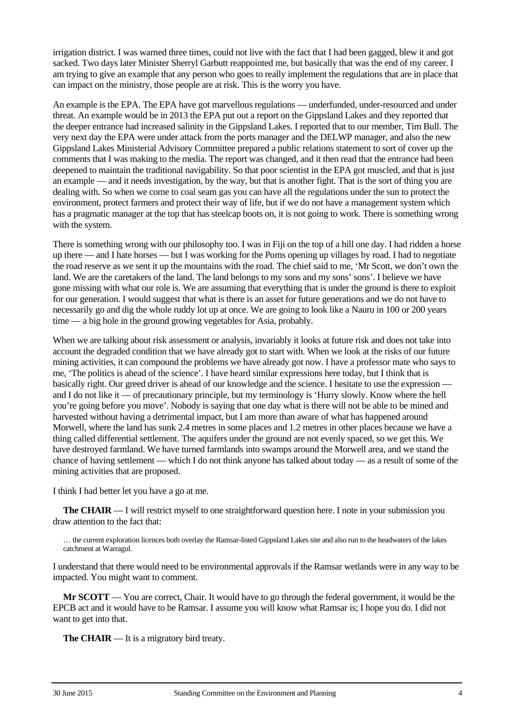irrigation district. I was warned three times, could not live with the fact that I had been gagged, blew it and got sacked. Two days later Minister Sherryl Garbutt reappointed me, but basically that was the end of my career. I am trying to give an example that any person who goes to really implement the regulations that are in place that can impact on the ministry, those people are at risk. This is the worry you have.

An example is the EPA. The EPA have got marvellous regulations — underfunded, under-resourced and under threat. An example would be in 2013 the EPA put out a report on the Gippsland Lakes and they reported that the deeper entrance had increased salinity in the Gippsland Lakes. I reported that to our member, Tim Bull. The very next day the EPA were under attack from the ports manager and the DELWP manager, and also the new Gippsland Lakes Ministerial Advisory Committee prepared a public relations statement to sort of cover up the comments that I was making to the media. The report was changed, and it then read that the entrance had been deepened to maintain the traditional navigability. So that poor scientist in the EPA got muscled, and that is just an example — and it needs investigation, by the way, but that is another fight. That is the sort of thing you are dealing with. So when we come to coal seam gas you can have all the regulations under the sun to protect the environment, protect farmers and protect their way of life, but if we do not have a management system which has a pragmatic manager at the top that has steelcap boots on, it is not going to work. There is something wrong with the system.

There is something wrong with our philosophy too. I was in Fiji on the top of a hill one day. I had ridden a horse up there — and I hate horses — but I was working for the Poms opening up villages by road. I had to negotiate the road reserve as we sent it up the mountains with the road. The chief said to me, 'Mr Scott, we don't own the land. We are the caretakers of the land. The land belongs to my sons and my sons' sons'. I believe we have gone missing with what our role is. We are assuming that everything that is under the ground is there to exploit for our generation. I would suggest that what is there is an asset for future generations and we do not have to necessarily go and dig the whole ruddy lot up at once. We are going to look like a Nauru in 100 or 200 years time — a big hole in the ground growing vegetables for Asia, probably.

When we are talking about risk assessment or analysis, invariably it looks at future risk and does not take into account the degraded condition that we have already got to start with. When we look at the risks of our future mining activities, it can compound the problems we have already got now. I have a professor mate who says to me, 'The politics is ahead of the science'. I have heard similar expressions here today, but I think that is basically right. Our greed driver is ahead of our knowledge and the science. I hesitate to use the expression — and I do not like it — of precautionary principle, but my terminology is 'Hurry slowly. Know where the hell you're going before you move'. Nobody is saying that one day what is there will not be able to be mined and harvested without having a detrimental impact, but I am more than aware of what has happened around Morwell, where the land has sunk 2.4 metres in some places and 1.2 metres in other places because we have a thing called differential settlement. The aquifers under the ground are not evenly spaced, so we get this. We have destroyed farmland. We have turned farmlands into swamps around the Morwell area, and we stand the chance of having settlement — which I do not think anyone has talked about today — as a result of some of the mining activities that are proposed.

I think I had better let you have a go at me.

**The CHAIR** — I will restrict myself to one straightforward question here. I note in your submission you draw attention to the fact that:

> … the current exploration licences both overlay the Ramsar-listed Gippsland Lakes site and also run to the headwaters of the lakes catchment at Warragul.

I understand that there would need to be environmental approvals if the Ramsar wetlands were in any way to be impacted. You might want to comment.

**Mr SCOTT** — You are correct, Chair. It would have to go through the federal government, it would be the EPCB act and it would have to be Ramsar. I assume you will know what Ramsar is; I hope you do. I did not want to get into that.

**The CHAIR** — It is a migratory bird treaty.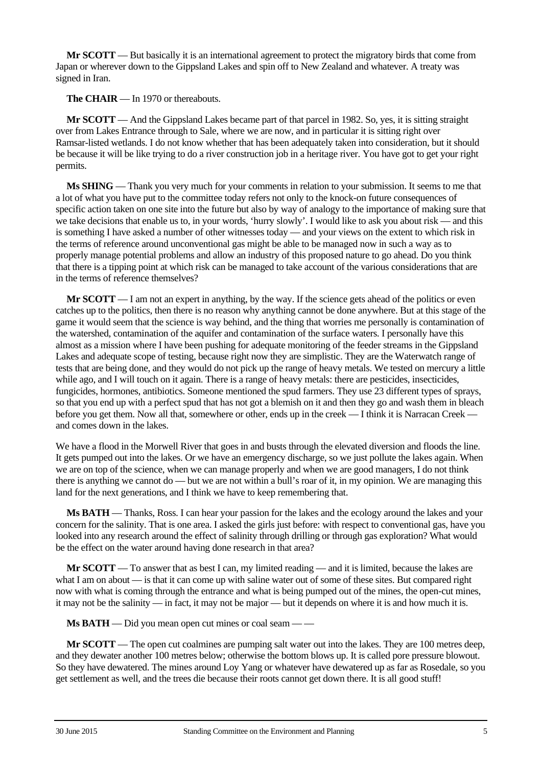**Mr SCOTT** — But basically it is an international agreement to protect the migratory birds that come from Japan or wherever down to the Gippsland Lakes and spin off to New Zealand and whatever. A treaty was signed in Iran.

**The CHAIR** — In 1970 or thereabouts.

**Mr SCOTT** — And the Gippsland Lakes became part of that parcel in 1982. So, yes, it is sitting straight over from Lakes Entrance through to Sale, where we are now, and in particular it is sitting right over Ramsar-listed wetlands. I do not know whether that has been adequately taken into consideration, but it should be because it will be like trying to do a river construction job in a heritage river. You have got to get your right permits.

**Ms SHING** — Thank you very much for your comments in relation to your submission. It seems to me that a lot of what you have put to the committee today refers not only to the knock-on future consequences of specific action taken on one site into the future but also by way of analogy to the importance of making sure that we take decisions that enable us to, in your words, 'hurry slowly'. I would like to ask you about risk — and this is something I have asked a number of other witnesses today — and your views on the extent to which risk in the terms of reference around unconventional gas might be able to be managed now in such a way as to properly manage potential problems and allow an industry of this proposed nature to go ahead. Do you think that there is a tipping point at which risk can be managed to take account of the various considerations that are in the terms of reference themselves?

**Mr SCOTT** — I am not an expert in anything, by the way. If the science gets ahead of the politics or even catches up to the politics, then there is no reason why anything cannot be done anywhere. But at this stage of the game it would seem that the science is way behind, and the thing that worries me personally is contamination of the watershed, contamination of the aquifer and contamination of the surface waters. I personally have this almost as a mission where I have been pushing for adequate monitoring of the feeder streams in the Gippsland Lakes and adequate scope of testing, because right now they are simplistic. They are the Waterwatch range of tests that are being done, and they would do not pick up the range of heavy metals. We tested on mercury a little while ago, and I will touch on it again. There is a range of heavy metals: there are pesticides, insecticides, fungicides, hormones, antibiotics. Someone mentioned the spud farmers. They use 23 different types of sprays, so that you end up with a perfect spud that has not got a blemish on it and then they go and wash them in bleach before you get them. Now all that, somewhere or other, ends up in the creek — I think it is Narracan Creek — and comes down in the lakes.

We have a flood in the Morwell River that goes in and busts through the elevated diversion and floods the line. It gets pumped out into the lakes. Or we have an emergency discharge, so we just pollute the lakes again. When we are on top of the science, when we can manage properly and when we are good managers, I do not think there is anything we cannot do — but we are not within a bull's roar of it, in my opinion. We are managing this land for the next generations, and I think we have to keep remembering that.

**Ms BATH** — Thanks, Ross. I can hear your passion for the lakes and the ecology around the lakes and your concern for the salinity. That is one area. I asked the girls just before: with respect to conventional gas, have you looked into any research around the effect of salinity through drilling or through gas exploration? What would be the effect on the water around having done research in that area?

**Mr SCOTT** — To answer that as best I can, my limited reading — and it is limited, because the lakes are what I am on about — is that it can come up with saline water out of some of these sites. But compared right now with what is coming through the entrance and what is being pumped out of the mines, the open-cut mines, it may not be the salinity — in fact, it may not be major — but it depends on where it is and how much it is.

**Ms BATH** — Did you mean open cut mines or coal seam — —

**Mr SCOTT** — The open cut coalmines are pumping salt water out into the lakes. They are 100 metres deep, and they dewater another 100 metres below; otherwise the bottom blows up. It is called pore pressure blowout. So they have dewatered. The mines around Loy Yang or whatever have dewatered up as far as Rosedale, so you get settlement as well, and the trees die because their roots cannot get down there. It is all good stuff!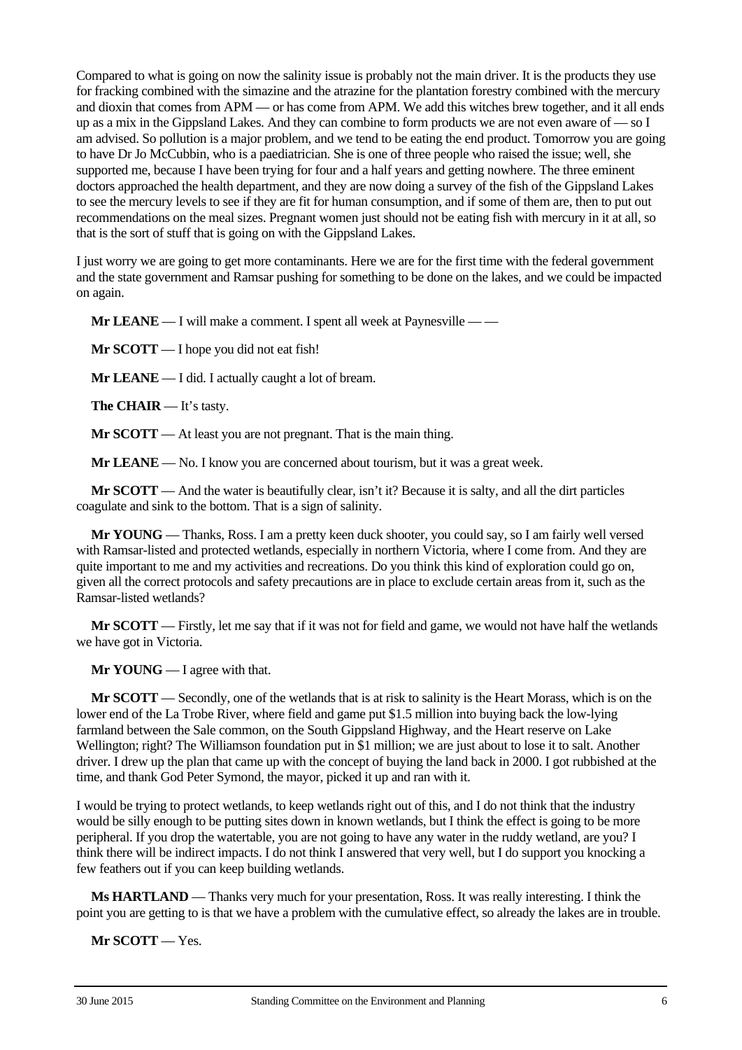Compared to what is going on now the salinity issue is probably not the main driver. It is the products they use for fracking combined with the simazine and the atrazine for the plantation forestry combined with the mercury and dioxin that comes from APM — or has come from APM. We add this witches brew together, and it all ends up as a mix in the Gippsland Lakes. And they can combine to form products we are not even aware of — so I am advised. So pollution is a major problem, and we tend to be eating the end product. Tomorrow you are going to have Dr Jo McCubbin, who is a paediatrician. She is one of three people who raised the issue; well, she supported me, because I have been trying for four and a half years and getting nowhere. The three eminent doctors approached the health department, and they are now doing a survey of the fish of the Gippsland Lakes to see the mercury levels to see if they are fit for human consumption, and if some of them are, then to put out recommendations on the meal sizes. Pregnant women just should not be eating fish with mercury in it at all, so that is the sort of stuff that is going on with the Gippsland Lakes.

I just worry we are going to get more contaminants. Here we are for the first time with the federal government and the state government and Ramsar pushing for something to be done on the lakes, and we could be impacted on again.

**Mr LEANE** — I will make a comment. I spent all week at Paynesville — —

**Mr SCOTT** — I hope you did not eat fish!

**Mr LEANE** — I did. I actually caught a lot of bream.

**The CHAIR** — It's tasty.

**Mr SCOTT** — At least you are not pregnant. That is the main thing.

**Mr LEANE** — No. I know you are concerned about tourism, but it was a great week.

**Mr SCOTT** — And the water is beautifully clear, isn't it? Because it is salty, and all the dirt particles coagulate and sink to the bottom. That is a sign of salinity.

**Mr YOUNG** — Thanks, Ross. I am a pretty keen duck shooter, you could say, so I am fairly well versed with Ramsar-listed and protected wetlands, especially in northern Victoria, where I come from. And they are quite important to me and my activities and recreations. Do you think this kind of exploration could go on, given all the correct protocols and safety precautions are in place to exclude certain areas from it, such as the Ramsar-listed wetlands?

**Mr SCOTT** — Firstly, let me say that if it was not for field and game, we would not have half the wetlands we have got in Victoria.

**Mr YOUNG** — I agree with that.

**Mr SCOTT** — Secondly, one of the wetlands that is at risk to salinity is the Heart Morass, which is on the lower end of the La Trobe River, where field and game put $1.5 million into buying back the low-lying farmland between the Sale common, on the South Gippsland Highway, and the Heart reserve on Lake Wellington; right? The Williamson foundation put in $1 million; we are just about to lose it to salt. Another driver. I drew up the plan that came up with the concept of buying the land back in 2000. I got rubbished at the time, and thank God Peter Symond, the mayor, picked it up and ran with it.

I would be trying to protect wetlands, to keep wetlands right out of this, and I do not think that the industry would be silly enough to be putting sites down in known wetlands, but I think the effect is going to be more peripheral. If you drop the watertable, you are not going to have any water in the ruddy wetland, are you? I think there will be indirect impacts. I do not think I answered that very well, but I do support you knocking a few feathers out if you can keep building wetlands.

**Ms HARTLAND** — Thanks very much for your presentation, Ross. It was really interesting. I think the point you are getting to is that we have a problem with the cumulative effect, so already the lakes are in trouble.

**Mr SCOTT** — Yes.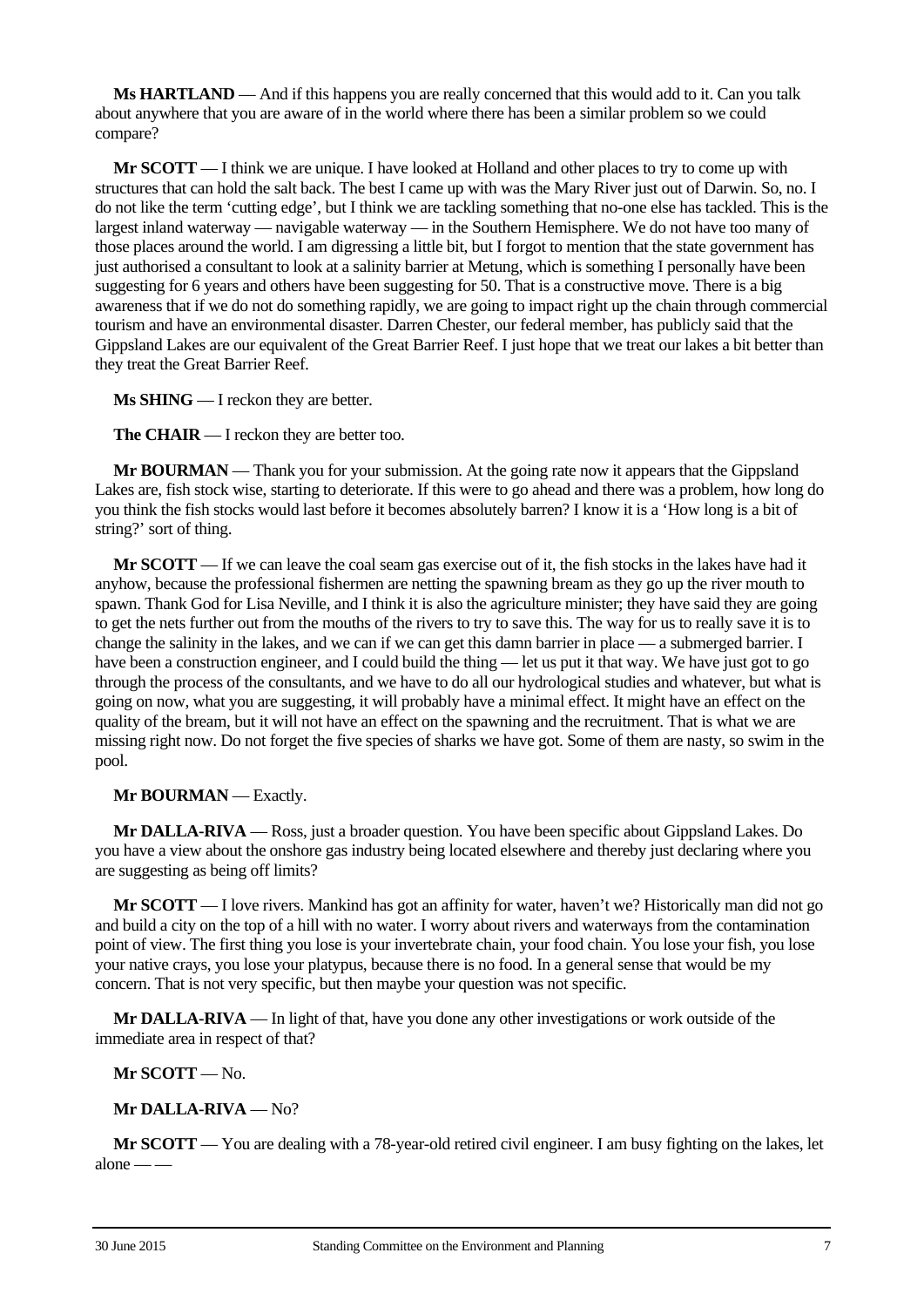**Ms HARTLAND** — And if this happens you are really concerned that this would add to it. Can you talk about anywhere that you are aware of in the world where there has been a similar problem so we could compare?

**Mr SCOTT** — I think we are unique. I have looked at Holland and other places to try to come up with structures that can hold the salt back. The best I came up with was the Mary River just out of Darwin. So, no. I do not like the term 'cutting edge', but I think we are tackling something that no-one else has tackled. This is the largest inland waterway — navigable waterway — in the Southern Hemisphere. We do not have too many of those places around the world. I am digressing a little bit, but I forgot to mention that the state government has just authorised a consultant to look at a salinity barrier at Metung, which is something I personally have been suggesting for 6 years and others have been suggesting for 50. That is a constructive move. There is a big awareness that if we do not do something rapidly, we are going to impact right up the chain through commercial tourism and have an environmental disaster. Darren Chester, our federal member, has publicly said that the Gippsland Lakes are our equivalent of the Great Barrier Reef. I just hope that we treat our lakes a bit better than they treat the Great Barrier Reef.

**Ms SHING** — I reckon they are better.

**The CHAIR** — I reckon they are better too.

**Mr BOURMAN** — Thank you for your submission. At the going rate now it appears that the Gippsland Lakes are, fish stock wise, starting to deteriorate. If this were to go ahead and there was a problem, how long do you think the fish stocks would last before it becomes absolutely barren? I know it is a 'How long is a bit of string?' sort of thing.

**Mr SCOTT** — If we can leave the coal seam gas exercise out of it, the fish stocks in the lakes have had it anyhow, because the professional fishermen are netting the spawning bream as they go up the river mouth to spawn. Thank God for Lisa Neville, and I think it is also the agriculture minister; they have said they are going to get the nets further out from the mouths of the rivers to try to save this. The way for us to really save it is to change the salinity in the lakes, and we can if we can get this damn barrier in place — a submerged barrier. I have been a construction engineer, and I could build the thing — let us put it that way. We have just got to go through the process of the consultants, and we have to do all our hydrological studies and whatever, but what is going on now, what you are suggesting, it will probably have a minimal effect. It might have an effect on the quality of the bream, but it will not have an effect on the spawning and the recruitment. That is what we are missing right now. Do not forget the five species of sharks we have got. Some of them are nasty, so swim in the pool.

**Mr BOURMAN** — Exactly.

**Mr DALLA-RIVA** — Ross, just a broader question. You have been specific about Gippsland Lakes. Do you have a view about the onshore gas industry being located elsewhere and thereby just declaring where you are suggesting as being off limits?

**Mr SCOTT** — I love rivers. Mankind has got an affinity for water, haven't we? Historically man did not go and build a city on the top of a hill with no water. I worry about rivers and waterways from the contamination point of view. The first thing you lose is your invertebrate chain, your food chain. You lose your fish, you lose your native crays, you lose your platypus, because there is no food. In a general sense that would be my concern. That is not very specific, but then maybe your question was not specific.

**Mr DALLA-RIVA** — In light of that, have you done any other investigations or work outside of the immediate area in respect of that?

**Mr SCOTT** — No.

**Mr DALLA-RIVA** — No?

**Mr SCOTT** — You are dealing with a 78-year-old retired civil engineer. I am busy fighting on the lakes, let alone — —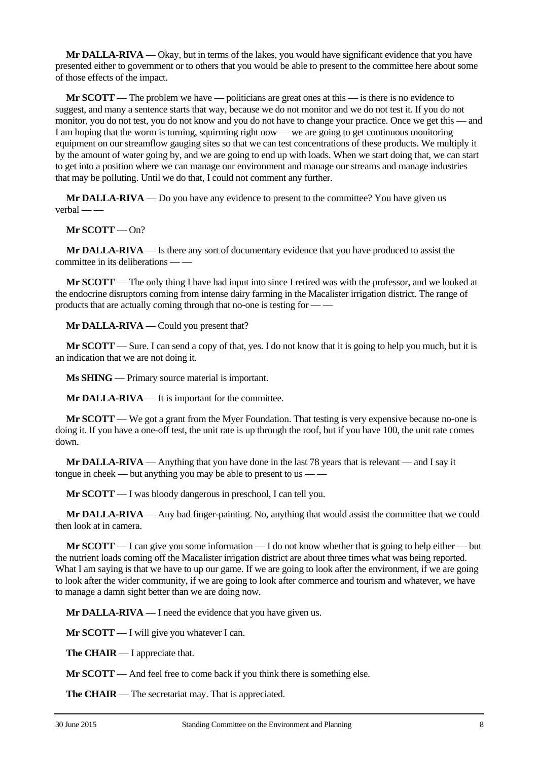**Mr DALLA-RIVA** — Okay, but in terms of the lakes, you would have significant evidence that you have presented either to government or to others that you would be able to present to the committee here about some of those effects of the impact.

**Mr SCOTT** — The problem we have — politicians are great ones at this — is there is no evidence to suggest, and many a sentence starts that way, because we do not monitor and we do not test it. If you do not monitor, you do not test, you do not know and you do not have to change your practice. Once we get this — and I am hoping that the worm is turning, squirming right now — we are going to get continuous monitoring equipment on our streamflow gauging sites so that we can test concentrations of these products. We multiply it by the amount of water going by, and we are going to end up with loads. When we start doing that, we can start to get into a position where we can manage our environment and manage our streams and manage industries that may be polluting. Until we do that, I could not comment any further.

**Mr DALLA-RIVA** — Do you have any evidence to present to the committee? You have given us verbal — —

**Mr SCOTT** — On?

**Mr DALLA-RIVA** — Is there any sort of documentary evidence that you have produced to assist the committee in its deliberations — —

**Mr SCOTT** — The only thing I have had input into since I retired was with the professor, and we looked at the endocrine disruptors coming from intense dairy farming in the Macalister irrigation district. The range of products that are actually coming through that no-one is testing for — —

**Mr DALLA-RIVA** — Could you present that?

**Mr SCOTT** — Sure. I can send a copy of that, yes. I do not know that it is going to help you much, but it is an indication that we are not doing it.

**Ms SHING** — Primary source material is important.

**Mr DALLA-RIVA** — It is important for the committee.

**Mr SCOTT** — We got a grant from the Myer Foundation. That testing is very expensive because no-one is doing it. If you have a one-off test, the unit rate is up through the roof, but if you have 100, the unit rate comes down.

**Mr DALLA-RIVA** — Anything that you have done in the last 78 years that is relevant — and I say it tongue in cheek — but anything you may be able to present to us — —

**Mr SCOTT** — I was bloody dangerous in preschool, I can tell you.

**Mr DALLA-RIVA** — Any bad finger-painting. No, anything that would assist the committee that we could then look at in camera.

**Mr SCOTT** — I can give you some information — I do not know whether that is going to help either — but the nutrient loads coming off the Macalister irrigation district are about three times what was being reported. What I am saying is that we have to up our game. If we are going to look after the environment, if we are going to look after the wider community, if we are going to look after commerce and tourism and whatever, we have to manage a damn sight better than we are doing now.

**Mr DALLA-RIVA** — I need the evidence that you have given us.

**Mr SCOTT** — I will give you whatever I can.

**The CHAIR** — I appreciate that.

**Mr SCOTT** — And feel free to come back if you think there is something else.

**The CHAIR** — The secretariat may. That is appreciated.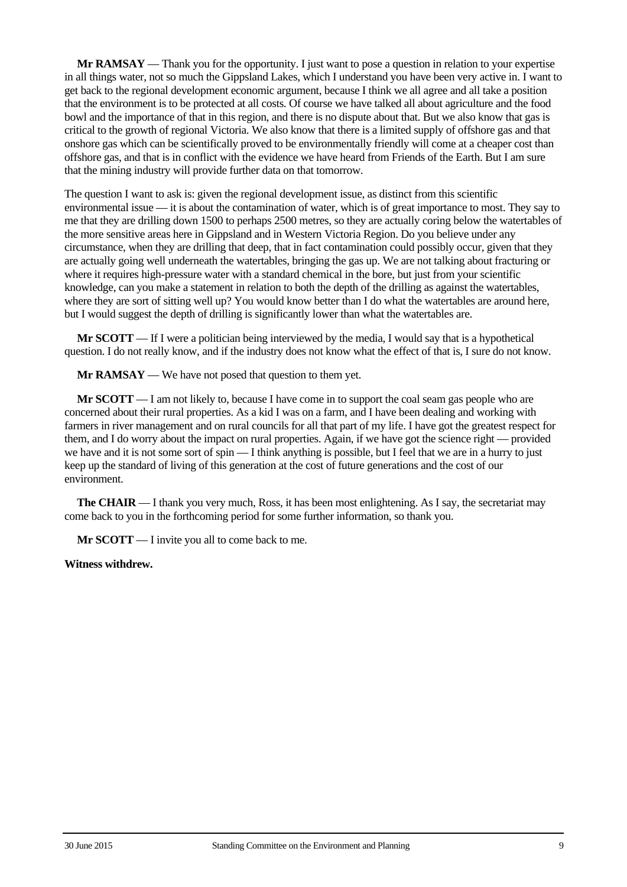**Mr RAMSAY** — Thank you for the opportunity. I just want to pose a question in relation to your expertise in all things water, not so much the Gippsland Lakes, which I understand you have been very active in. I want to get back to the regional development economic argument, because I think we all agree and all take a position that the environment is to be protected at all costs. Of course we have talked all about agriculture and the food bowl and the importance of that in this region, and there is no dispute about that. But we also know that gas is critical to the growth of regional Victoria. We also know that there is a limited supply of offshore gas and that onshore gas which can be scientifically proved to be environmentally friendly will come at a cheaper cost than offshore gas, and that is in conflict with the evidence we have heard from Friends of the Earth. But I am sure that the mining industry will provide further data on that tomorrow.

The question I want to ask is: given the regional development issue, as distinct from this scientific environmental issue — it is about the contamination of water, which is of great importance to most. They say to me that they are drilling down 1500 to perhaps 2500 metres, so they are actually coring below the watertables of the more sensitive areas here in Gippsland and in Western Victoria Region. Do you believe under any circumstance, when they are drilling that deep, that in fact contamination could possibly occur, given that they are actually going well underneath the watertables, bringing the gas up. We are not talking about fracturing or where it requires high-pressure water with a standard chemical in the bore, but just from your scientific knowledge, can you make a statement in relation to both the depth of the drilling as against the watertables, where they are sort of sitting well up? You would know better than I do what the watertables are around here, but I would suggest the depth of drilling is significantly lower than what the watertables are.

**Mr SCOTT** — If I were a politician being interviewed by the media, I would say that is a hypothetical question. I do not really know, and if the industry does not know what the effect of that is, I sure do not know.

**Mr RAMSAY** — We have not posed that question to them yet.

**Mr SCOTT** — I am not likely to, because I have come in to support the coal seam gas people who are concerned about their rural properties. As a kid I was on a farm, and I have been dealing and working with farmers in river management and on rural councils for all that part of my life. I have got the greatest respect for them, and I do worry about the impact on rural properties. Again, if we have got the science right — provided we have and it is not some sort of spin — I think anything is possible, but I feel that we are in a hurry to just keep up the standard of living of this generation at the cost of future generations and the cost of our environment.

**The CHAIR** — I thank you very much, Ross, it has been most enlightening. As I say, the secretariat may come back to you in the forthcoming period for some further information, so thank you.

**Mr SCOTT** — I invite you all to come back to me.

**Witness withdrew.**